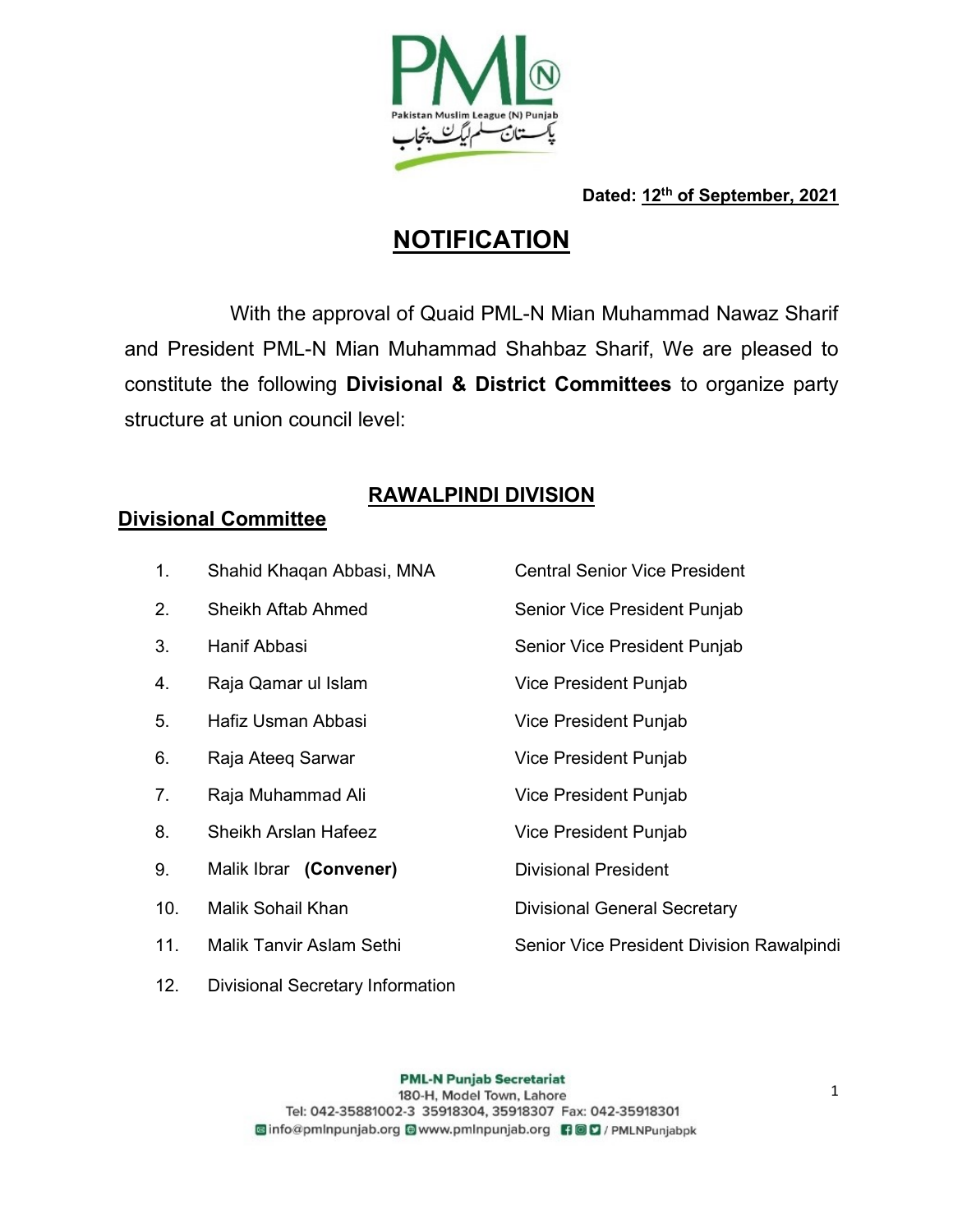PML-N

Pakistan Muslim League (N) Punjab

پاکستان مسلم لیگ پنجاب

**Dated: 12th of September, 2021**

# NOTIFICATION

With the approval of Quaid PML-N Mian Muhammad Nawaz Sharif and President PML-N Mian Muhammad Shahbaz Sharif, We are pleased to constitute the following **Divisional & District Committees** to organize party structure at union council level:

## RAWALPINDI DIVISION

### Divisional Committee

| | | |
|---|---|---|
| 1. | Shahid Khaqan Abbasi, MNA | Central Senior Vice President |
| 2. | Sheikh Aftab Ahmed | Senior Vice President Punjab |
| 3. | Hanif Abbasi | Senior Vice President Punjab |
| 4. | Raja Qamar ul Islam | Vice President Punjab |
| 5. | Hafiz Usman Abbasi | Vice President Punjab |
| 6. | Raja Ateeq Sarwar | Vice President Punjab |
| 7. | Raja Muhammad Ali | Vice President Punjab |
| 8. | Sheikh Arslan Hafeez | Vice President Punjab |
| 9. | Malik Ibrar **(Convener)** | Divisional President |
| 10. | Malik Sohail Khan | Divisional General Secretary |
| 11. | Malik Tanvir Aslam Sethi | Senior Vice President Division Rawalpindi |
| 12. | Divisional Secretary Information | |

**PML-N Punjab Secretariat**
180-H, Model Town, Lahore
Tel: 042-35881002-3 35918304, 35918307 Fax: 042-35918301
info@pmlnpunjab.org www.pmlnpunjab.org / PMLNPunjabpk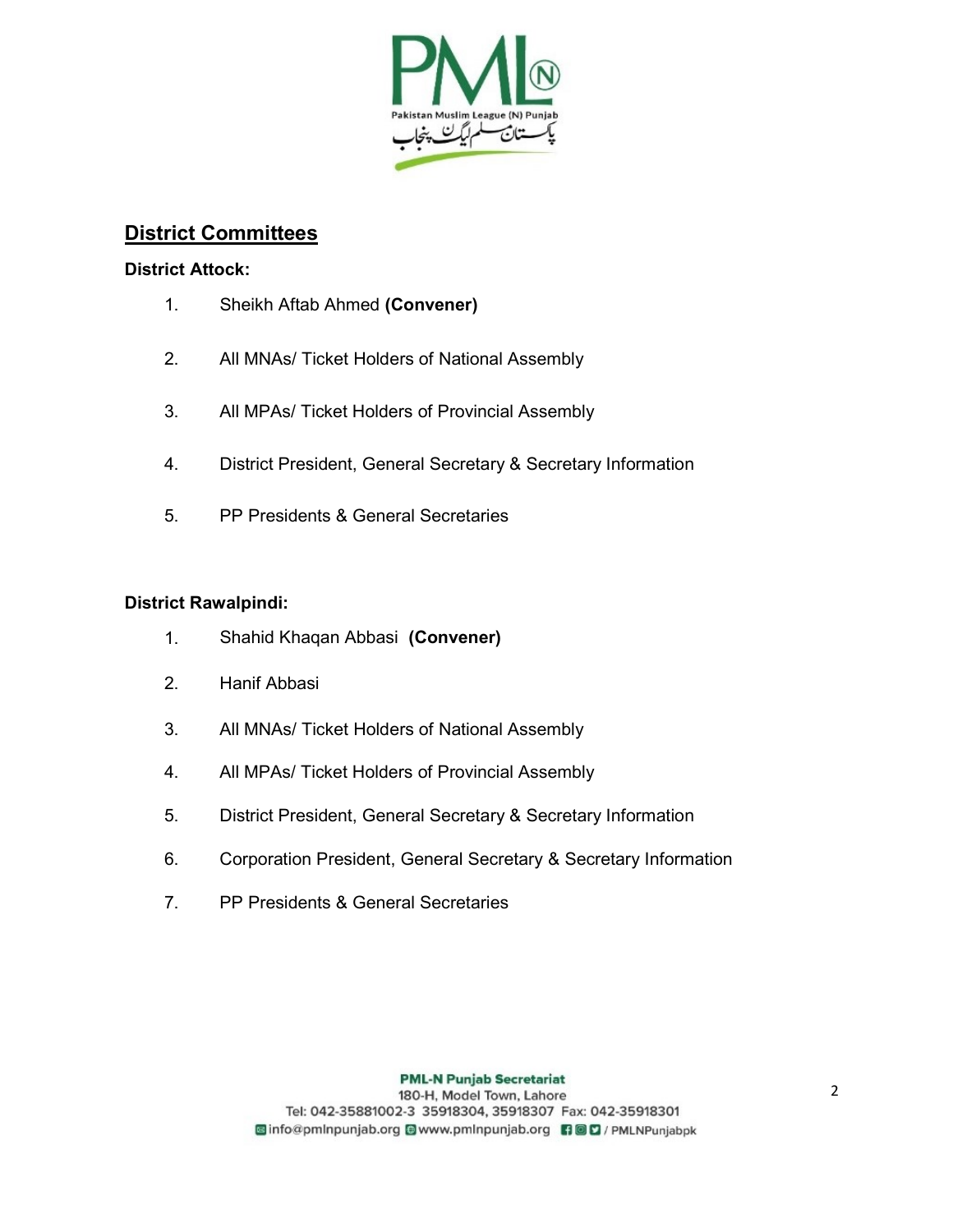## District Committees

**District Attock:**

1. Sheikh Aftab Ahmed **(Convener)**
2. All MNAs/ Ticket Holders of National Assembly
3. All MPAs/ Ticket Holders of Provincial Assembly
4. District President, General Secretary & Secretary Information
5. PP Presidents & General Secretaries

**District Rawalpindi:**

1. Shahid Khaqan Abbasi **(Convener)**
2. Hanif Abbasi
3. All MNAs/ Ticket Holders of National Assembly
4. All MPAs/ Ticket Holders of Provincial Assembly
5. District President, General Secretary & Secretary Information
6. Corporation President, General Secretary & Secretary Information
7. PP Presidents & General Secretaries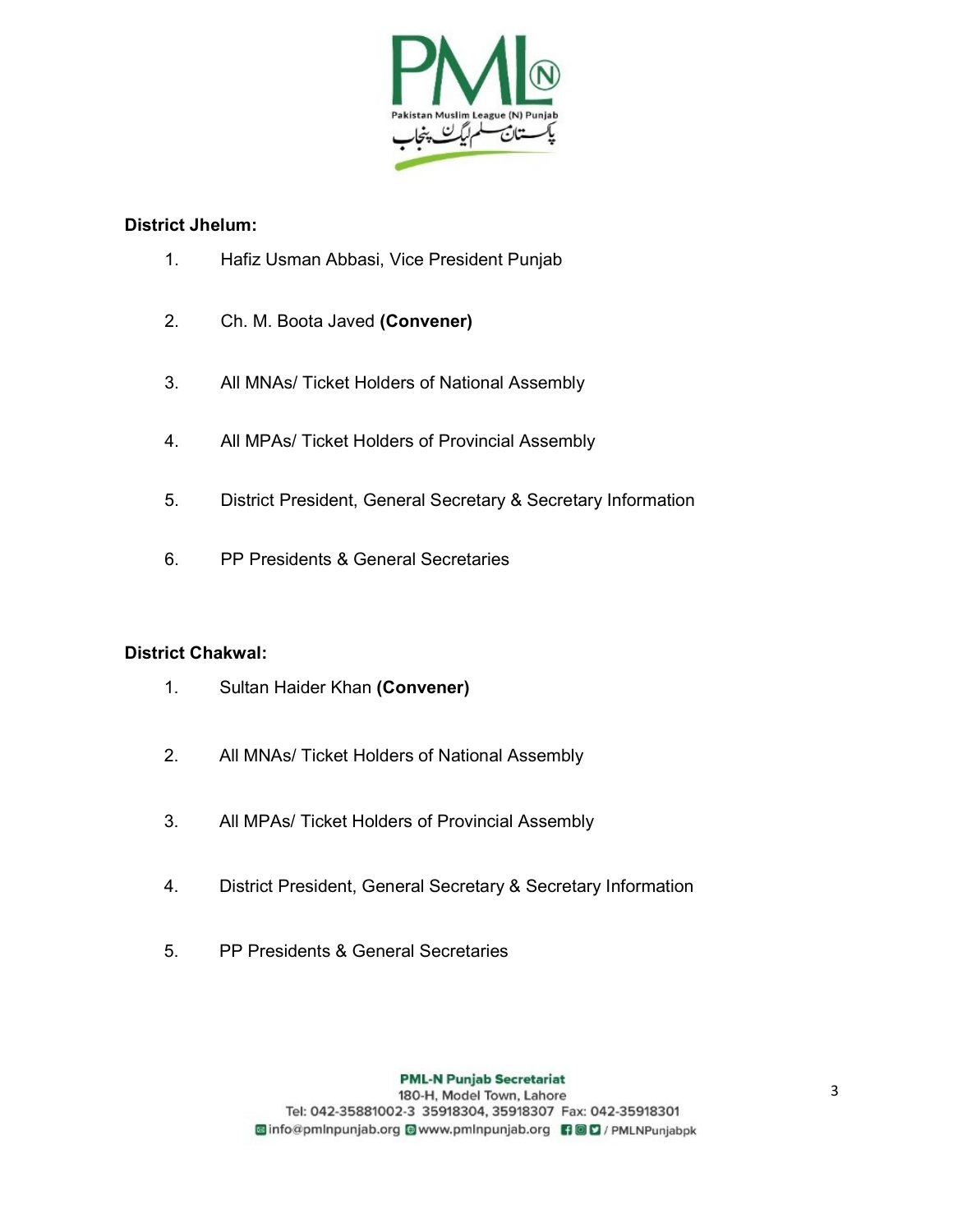**District Jhelum:**

1. Hafiz Usman Abbasi, Vice President Punjab
2. Ch. M. Boota Javed **(Convener)**
3. All MNAs/ Ticket Holders of National Assembly
4. All MPAs/ Ticket Holders of Provincial Assembly
5. District President, General Secretary & Secretary Information
6. PP Presidents & General Secretaries

**District Chakwal:**

1. Sultan Haider Khan **(Convener)**
2. All MNAs/ Ticket Holders of National Assembly
3. All MPAs/ Ticket Holders of Provincial Assembly
4. District President, General Secretary & Secretary Information
5. PP Presidents & General Secretaries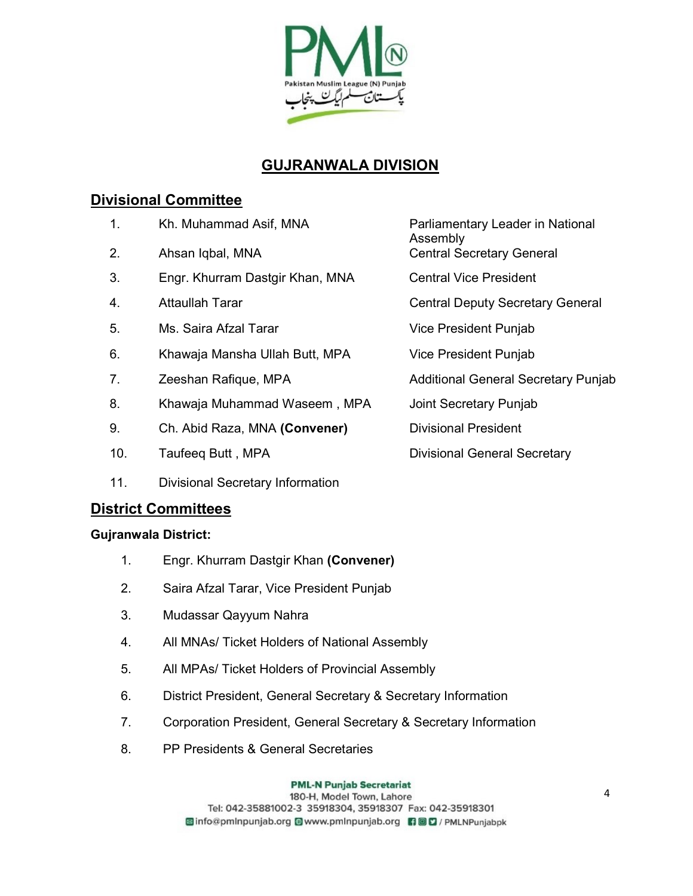## GUJRANWALA DIVISION

### Divisional Committee

| No. | Name | Designation |
|---|---|---|
| 1. | Kh. Muhammad Asif, MNA | Parliamentary Leader in National Assembly |
| 2. | Ahsan Iqbal, MNA | Central Secretary General |
| 3. | Engr. Khurram Dastgir Khan, MNA | Central Vice President |
| 4. | Attaullah Tarar | Central Deputy Secretary General |
| 5. | Ms. Saira Afzal Tarar | Vice President Punjab |
| 6. | Khawaja Mansha Ullah Butt, MPA | Vice President Punjab |
| 7. | Zeeshan Rafique, MPA | Additional General Secretary Punjab |
| 8. | Khawaja Muhammad Waseem , MPA | Joint Secretary Punjab |
| 9. | Ch. Abid Raza, MNA **(Convener)** | Divisional President |
| 10. | Taufeeq Butt , MPA | Divisional General Secretary |
| 11. | Divisional Secretary Information | |

### District Committees

**Gujranwala District:**

1. Engr. Khurram Dastgir Khan **(Convener)**
2. Saira Afzal Tarar, Vice President Punjab
3. Mudassar Qayyum Nahra
4. All MNAs/ Ticket Holders of National Assembly
5. All MPAs/ Ticket Holders of Provincial Assembly
6. District President, General Secretary & Secretary Information
7. Corporation President, General Secretary & Secretary Information
8. PP Presidents & General Secretaries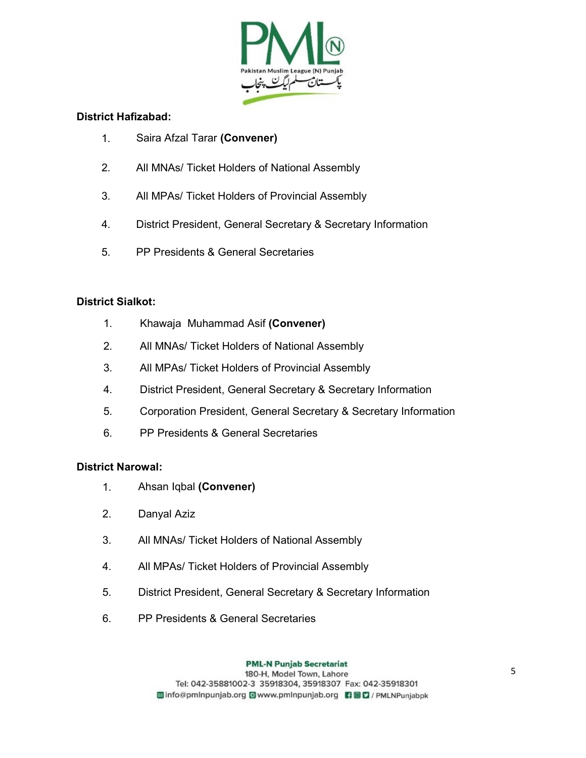**District Hafizabad:**

1. Saira Afzal Tarar **(Convener)**
2. All MNAs/ Ticket Holders of National Assembly
3. All MPAs/ Ticket Holders of Provincial Assembly
4. District President, General Secretary & Secretary Information
5. PP Presidents & General Secretaries

**District Sialkot:**

1. Khawaja Muhammad Asif **(Convener)**
2. All MNAs/ Ticket Holders of National Assembly
3. All MPAs/ Ticket Holders of Provincial Assembly
4. District President, General Secretary & Secretary Information
5. Corporation President, General Secretary & Secretary Information
6. PP Presidents & General Secretaries

**District Narowal:**

1. Ahsan Iqbal **(Convener)**
2. Danyal Aziz
3. All MNAs/ Ticket Holders of National Assembly
4. All MPAs/ Ticket Holders of Provincial Assembly
5. District President, General Secretary & Secretary Information
6. PP Presidents & General Secretaries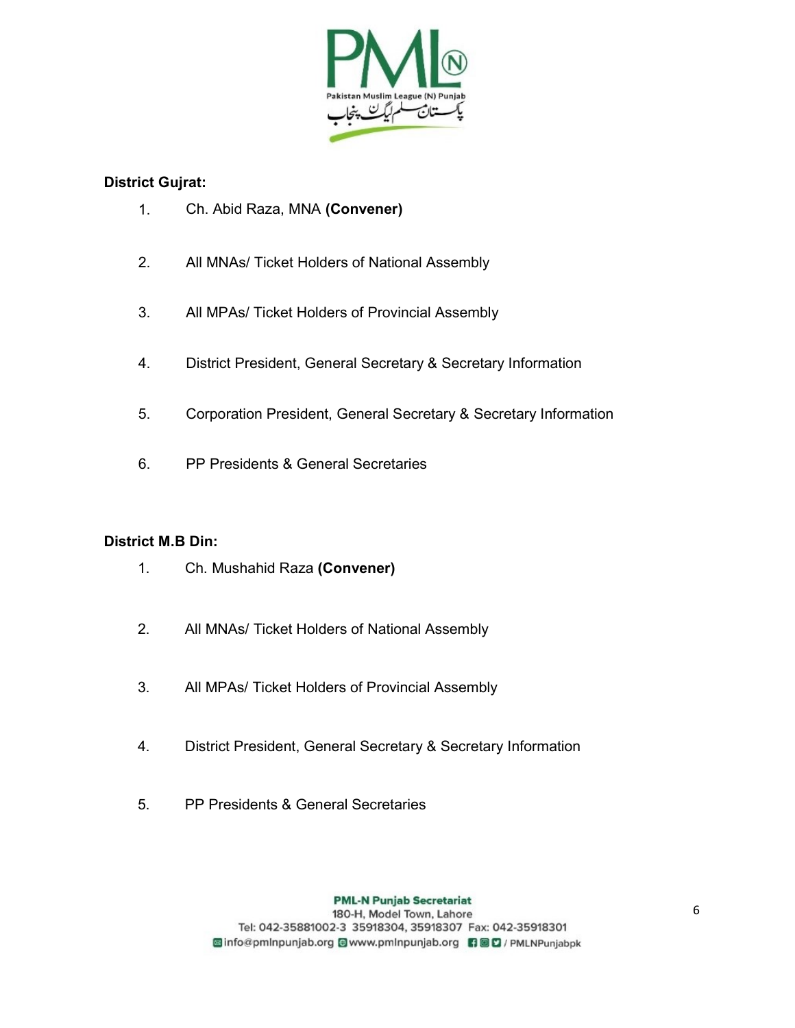**District Gujrat:**

1. Ch. Abid Raza, MNA **(Convener)**
2. All MNAs/ Ticket Holders of National Assembly
3. All MPAs/ Ticket Holders of Provincial Assembly
4. District President, General Secretary & Secretary Information
5. Corporation President, General Secretary & Secretary Information
6. PP Presidents & General Secretaries

**District M.B Din:**

1. Ch. Mushahid Raza **(Convener)**
2. All MNAs/ Ticket Holders of National Assembly
3. All MPAs/ Ticket Holders of Provincial Assembly
4. District President, General Secretary & Secretary Information
5. PP Presidents & General Secretaries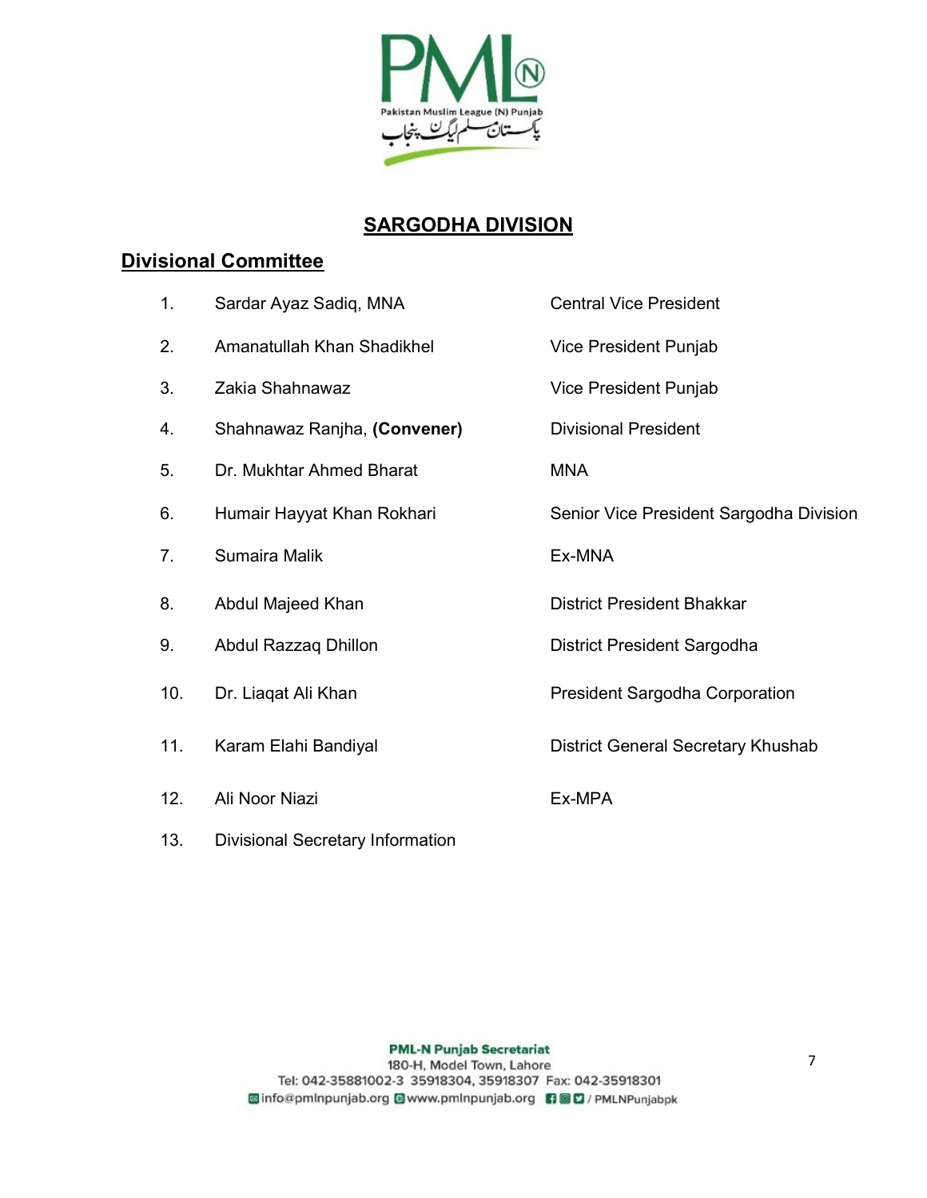## SARGODHA DIVISION

### Divisional Committee

| | | |
|---|---|---|
| 1. | Sardar Ayaz Sadiq, MNA | Central Vice President |
| 2. | Amanatullah Khan Shadikhel | Vice President Punjab |
| 3. | Zakia Shahnawaz | Vice President Punjab |
| 4. | Shahnawaz Ranjha, **(Convener)** | Divisional President |
| 5. | Dr. Mukhtar Ahmed Bharat | MNA |
| 6. | Humair Hayyat Khan Rokhari | Senior Vice President Sargodha Division |
| 7. | Sumaira Malik | Ex-MNA |
| 8. | Abdul Majeed Khan | District President Bhakkar |
| 9. | Abdul Razzaq Dhillon | District President Sargodha |
| 10. | Dr. Liaqat Ali Khan | President Sargodha Corporation |
| 11. | Karam Elahi Bandiyal | District General Secretary Khushab |
| 12. | Ali Noor Niazi | Ex-MPA |
| 13. | Divisional Secretary Information | |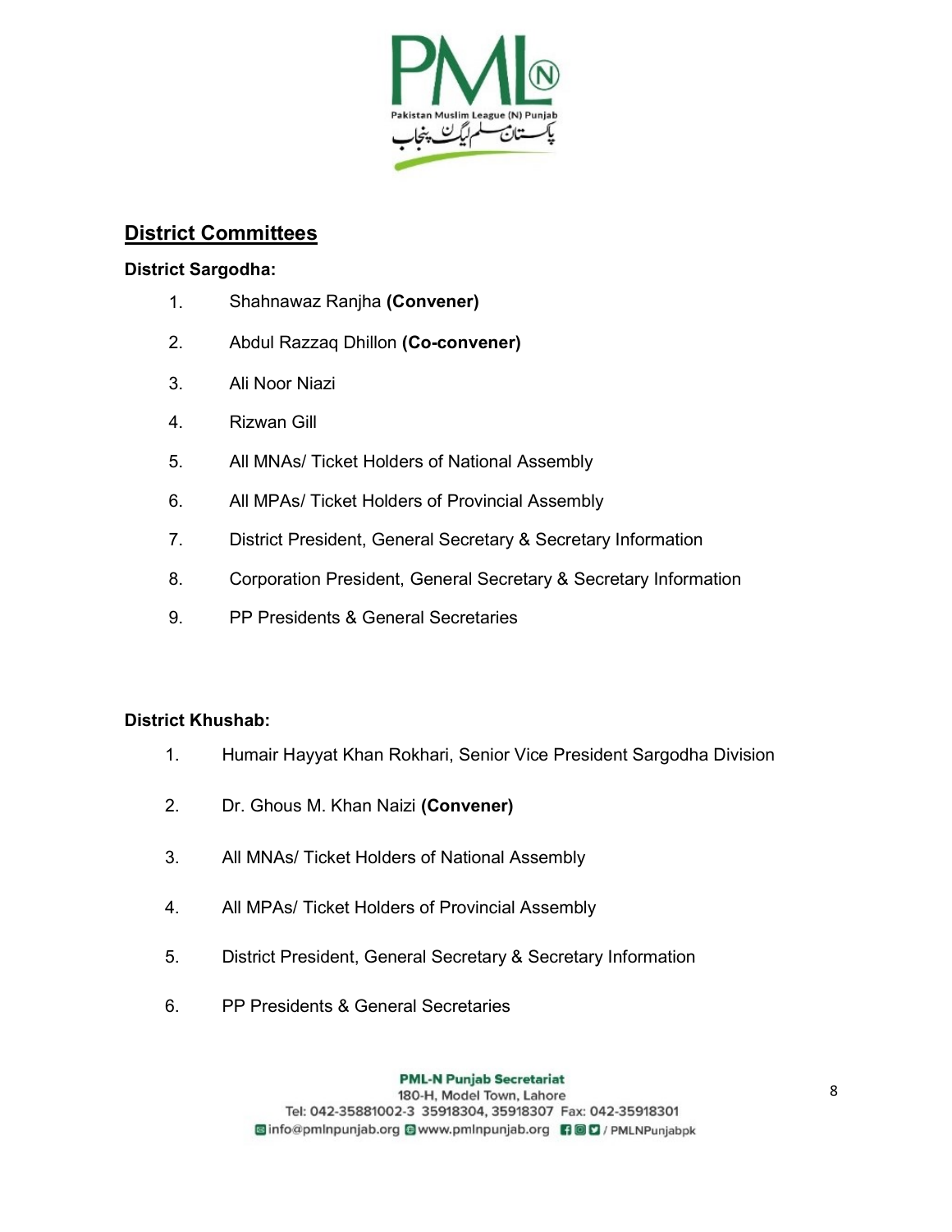## District Committees

**District Sargodha:**

1. Shahnawaz Ranjha **(Convener)**
2. Abdul Razzaq Dhillon **(Co-convener)**
3. Ali Noor Niazi
4. Rizwan Gill
5. All MNAs/ Ticket Holders of National Assembly
6. All MPAs/ Ticket Holders of Provincial Assembly
7. District President, General Secretary & Secretary Information
8. Corporation President, General Secretary & Secretary Information
9. PP Presidents & General Secretaries

**District Khushab:**

1. Humair Hayyat Khan Rokhari, Senior Vice President Sargodha Division
2. Dr. Ghous M. Khan Naizi **(Convener)**
3. All MNAs/ Ticket Holders of National Assembly
4. All MPAs/ Ticket Holders of Provincial Assembly
5. District President, General Secretary & Secretary Information
6. PP Presidents & General Secretaries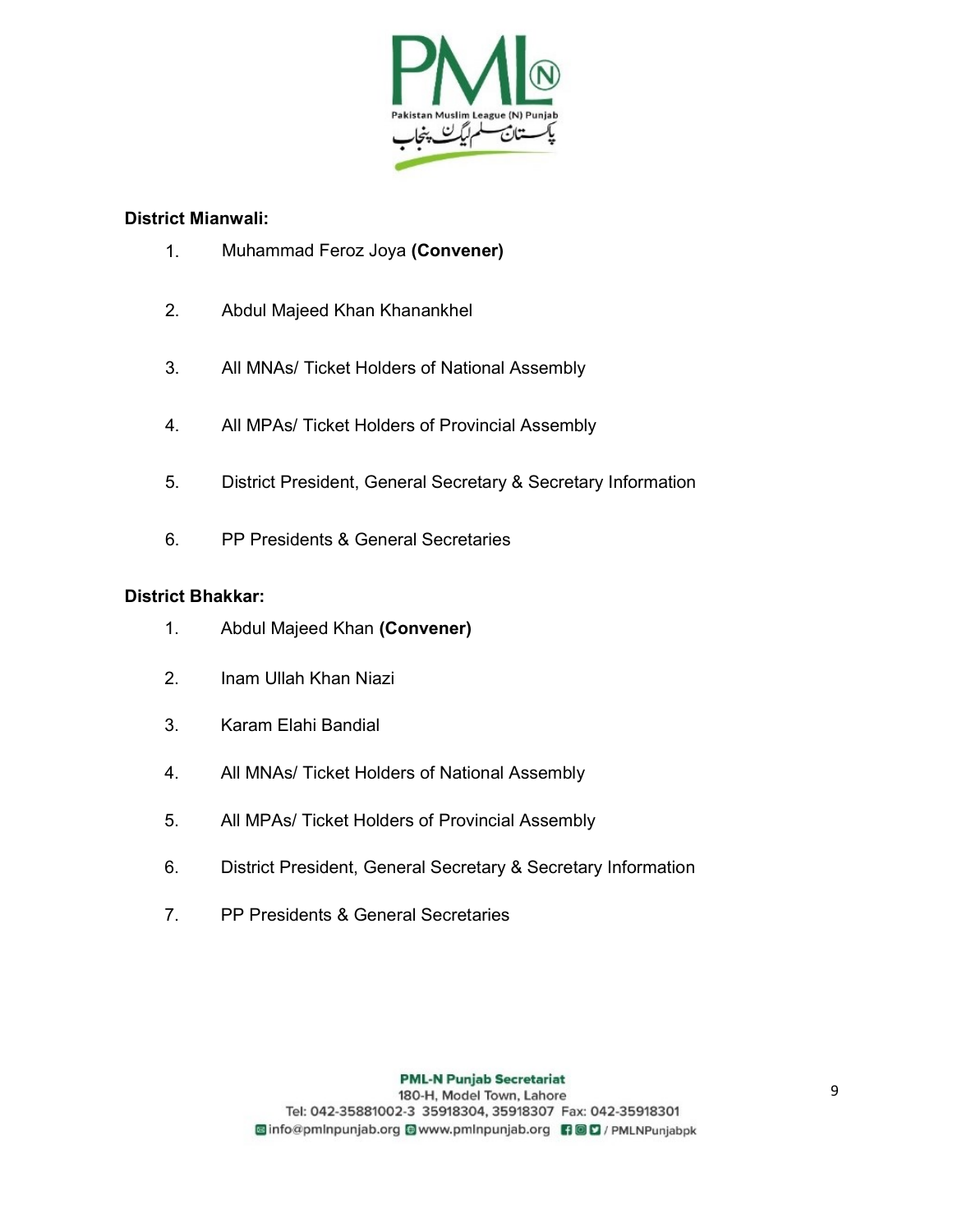**District Mianwali:**

1. Muhammad Feroz Joya **(Convener)**
2. Abdul Majeed Khan Khanankhel
3. All MNAs/ Ticket Holders of National Assembly
4. All MPAs/ Ticket Holders of Provincial Assembly
5. District President, General Secretary & Secretary Information
6. PP Presidents & General Secretaries

**District Bhakkar:**

1. Abdul Majeed Khan **(Convener)**
2. Inam Ullah Khan Niazi
3. Karam Elahi Bandial
4. All MNAs/ Ticket Holders of National Assembly
5. All MPAs/ Ticket Holders of Provincial Assembly
6. District President, General Secretary & Secretary Information
7. PP Presidents & General Secretaries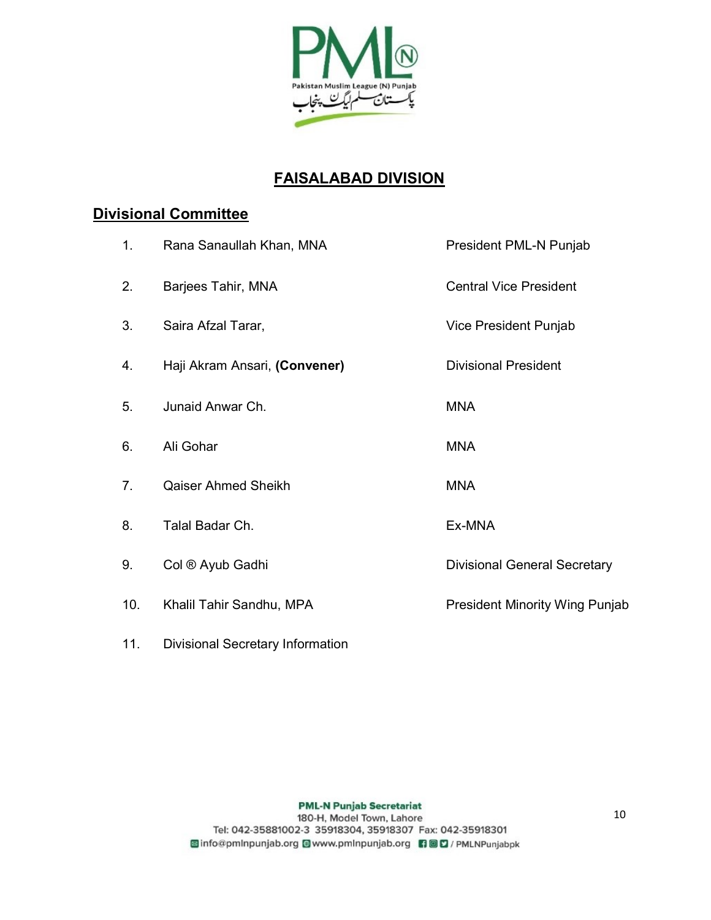## FAISALABAD DIVISION

### Divisional Committee

| No. | Name | Designation |
|---|---|---|
| 1. | Rana Sanaullah Khan, MNA | President PML-N Punjab |
| 2. | Barjees Tahir, MNA | Central Vice President |
| 3. | Saira Afzal Tarar, | Vice President Punjab |
| 4. | Haji Akram Ansari, **(Convener)** | Divisional President |
| 5. | Junaid Anwar Ch. | MNA |
| 6. | Ali Gohar | MNA |
| 7. | Qaiser Ahmed Sheikh | MNA |
| 8. | Talal Badar Ch. | Ex-MNA |
| 9. | Col ® Ayub Gadhi | Divisional General Secretary |
| 10. | Khalil Tahir Sandhu, MPA | President Minority Wing Punjab |
| 11. | Divisional Secretary Information | |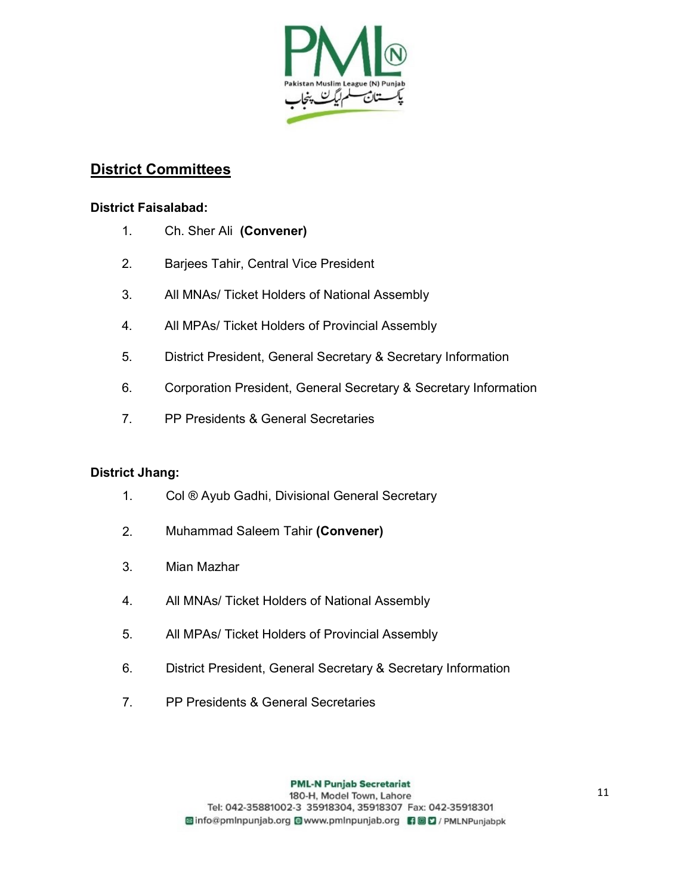## District Committees

### District Faisalabad:

1. Ch. Sher Ali **(Convener)**
2. Barjees Tahir, Central Vice President
3. All MNAs/ Ticket Holders of National Assembly
4. All MPAs/ Ticket Holders of Provincial Assembly
5. District President, General Secretary & Secretary Information
6. Corporation President, General Secretary & Secretary Information
7. PP Presidents & General Secretaries

### District Jhang:

1. Col ® Ayub Gadhi, Divisional General Secretary
2. Muhammad Saleem Tahir **(Convener)**
3. Mian Mazhar
4. All MNAs/ Ticket Holders of National Assembly
5. All MPAs/ Ticket Holders of Provincial Assembly
6. District President, General Secretary & Secretary Information
7. PP Presidents & General Secretaries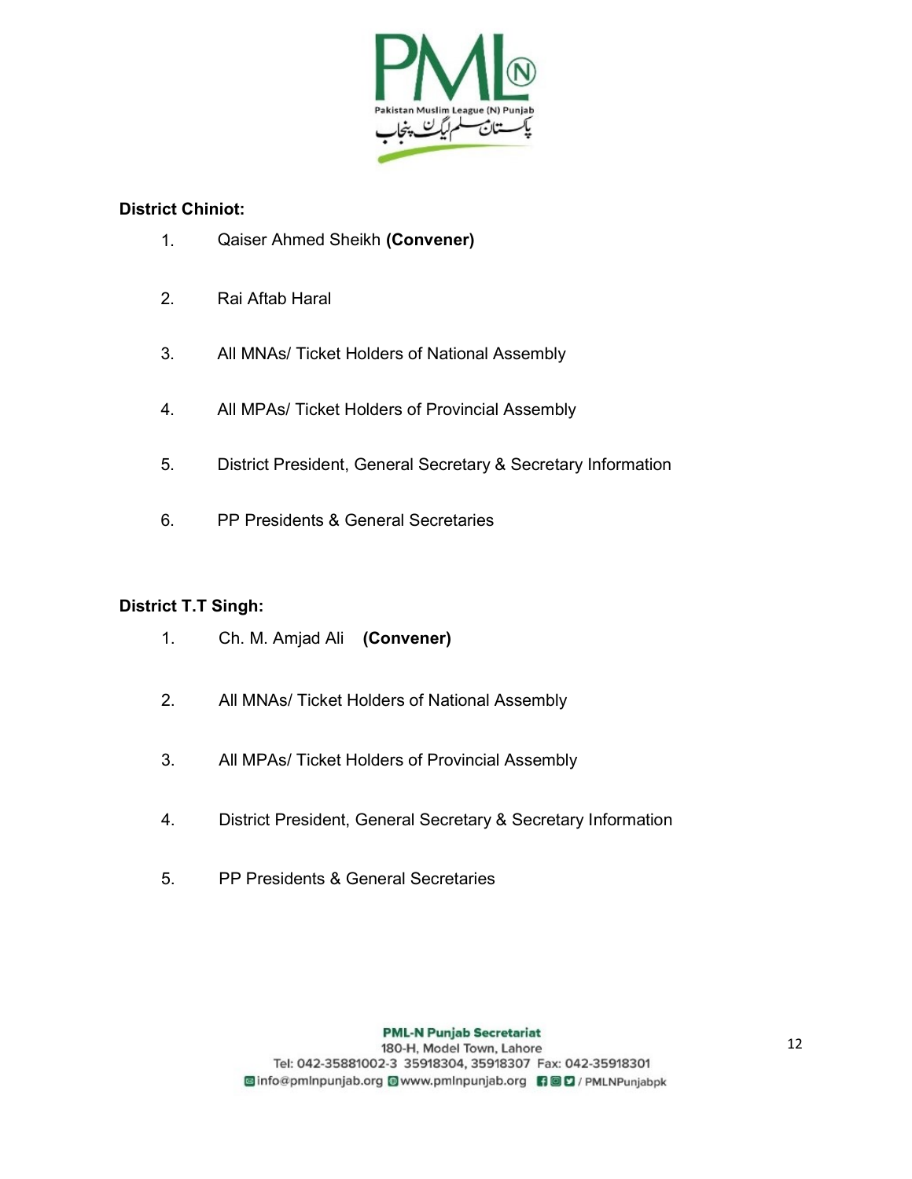**District Chiniot:**

1. Qaiser Ahmed Sheikh **(Convener)**
2. Rai Aftab Haral
3. All MNAs/ Ticket Holders of National Assembly
4. All MPAs/ Ticket Holders of Provincial Assembly
5. District President, General Secretary & Secretary Information
6. PP Presidents & General Secretaries

**District T.T Singh:**

1. Ch. M. Amjad Ali **(Convener)**
2. All MNAs/ Ticket Holders of National Assembly
3. All MPAs/ Ticket Holders of Provincial Assembly
4. District President, General Secretary & Secretary Information
5. PP Presidents & General Secretaries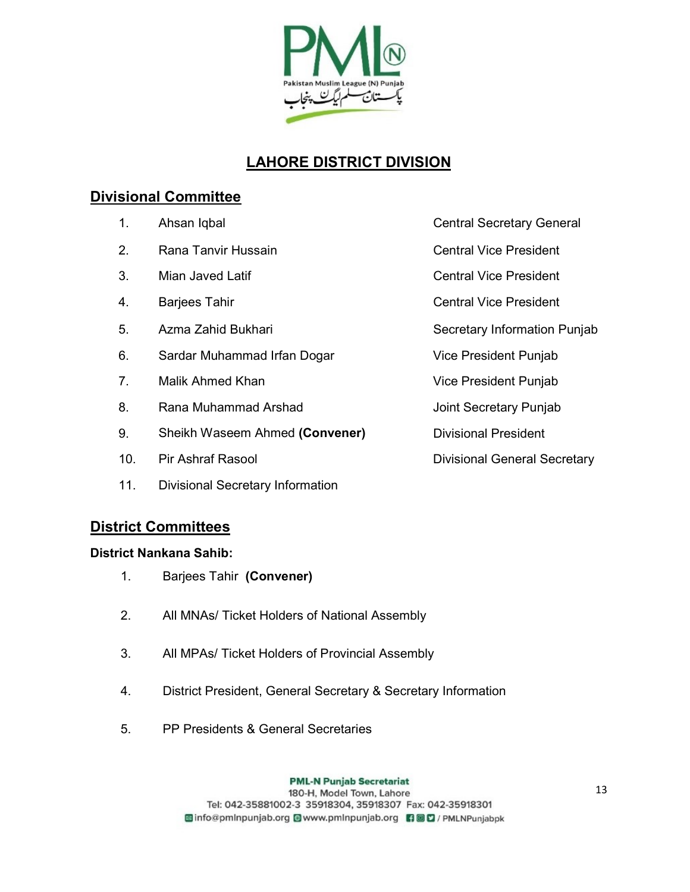# LAHORE DISTRICT DIVISION

## Divisional Committee

| No. | Name | Designation |
|---|---|---|
| 1. | Ahsan Iqbal | Central Secretary General |
| 2. | Rana Tanvir Hussain | Central Vice President |
| 3. | Mian Javed Latif | Central Vice President |
| 4. | Barjees Tahir | Central Vice President |
| 5. | Azma Zahid Bukhari | Secretary Information Punjab |
| 6. | Sardar Muhammad Irfan Dogar | Vice President Punjab |
| 7. | Malik Ahmed Khan | Vice President Punjab |
| 8. | Rana Muhammad Arshad | Joint Secretary Punjab |
| 9. | Sheikh Waseem Ahmed **(Convener)** | Divisional President |
| 10. | Pir Ashraf Rasool | Divisional General Secretary |
| 11. | Divisional Secretary Information | |

## District Committees

**District Nankana Sahib:**

1. Barjees Tahir **(Convener)**
2. All MNAs/ Ticket Holders of National Assembly
3. All MPAs/ Ticket Holders of Provincial Assembly
4. District President, General Secretary & Secretary Information
5. PP Presidents & General Secretaries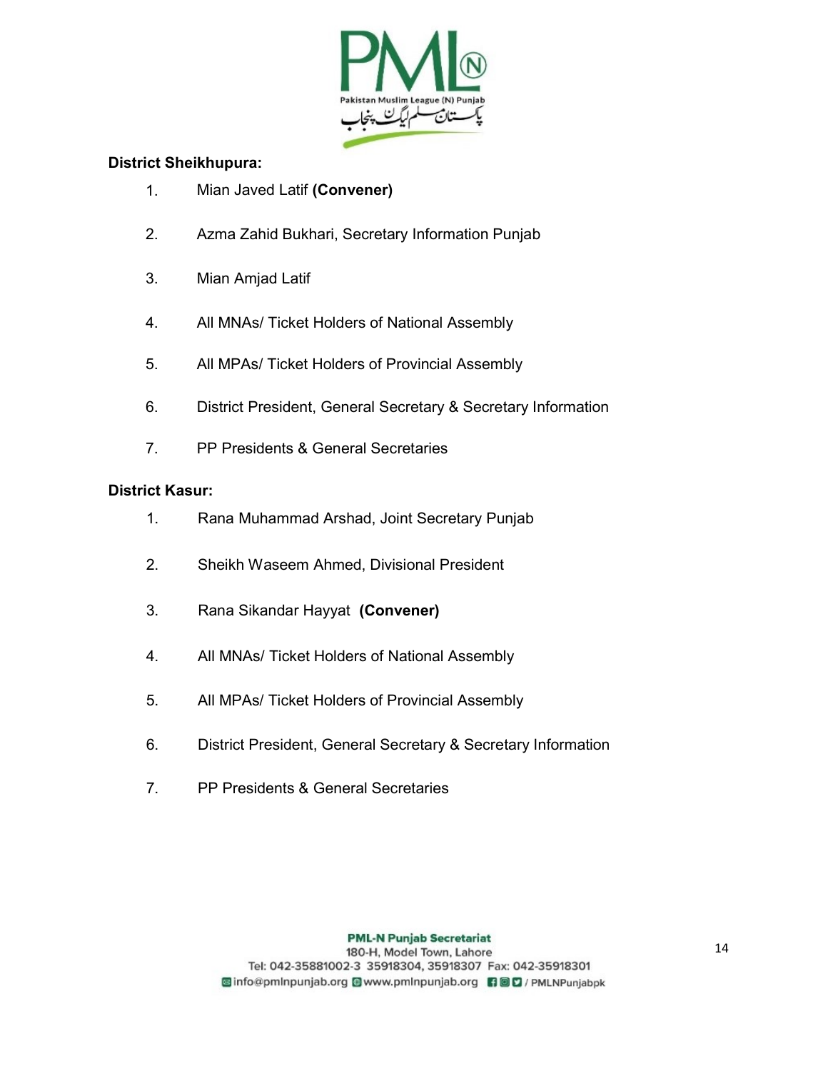**District Sheikhupura:**

1. Mian Javed Latif **(Convener)**
2. Azma Zahid Bukhari, Secretary Information Punjab
3. Mian Amjad Latif
4. All MNAs/ Ticket Holders of National Assembly
5. All MPAs/ Ticket Holders of Provincial Assembly
6. District President, General Secretary & Secretary Information
7. PP Presidents & General Secretaries

**District Kasur:**

1. Rana Muhammad Arshad, Joint Secretary Punjab
2. Sheikh Waseem Ahmed, Divisional President
3. Rana Sikandar Hayyat **(Convener)**
4. All MNAs/ Ticket Holders of National Assembly
5. All MPAs/ Ticket Holders of Provincial Assembly
6. District President, General Secretary & Secretary Information
7. PP Presidents & General Secretaries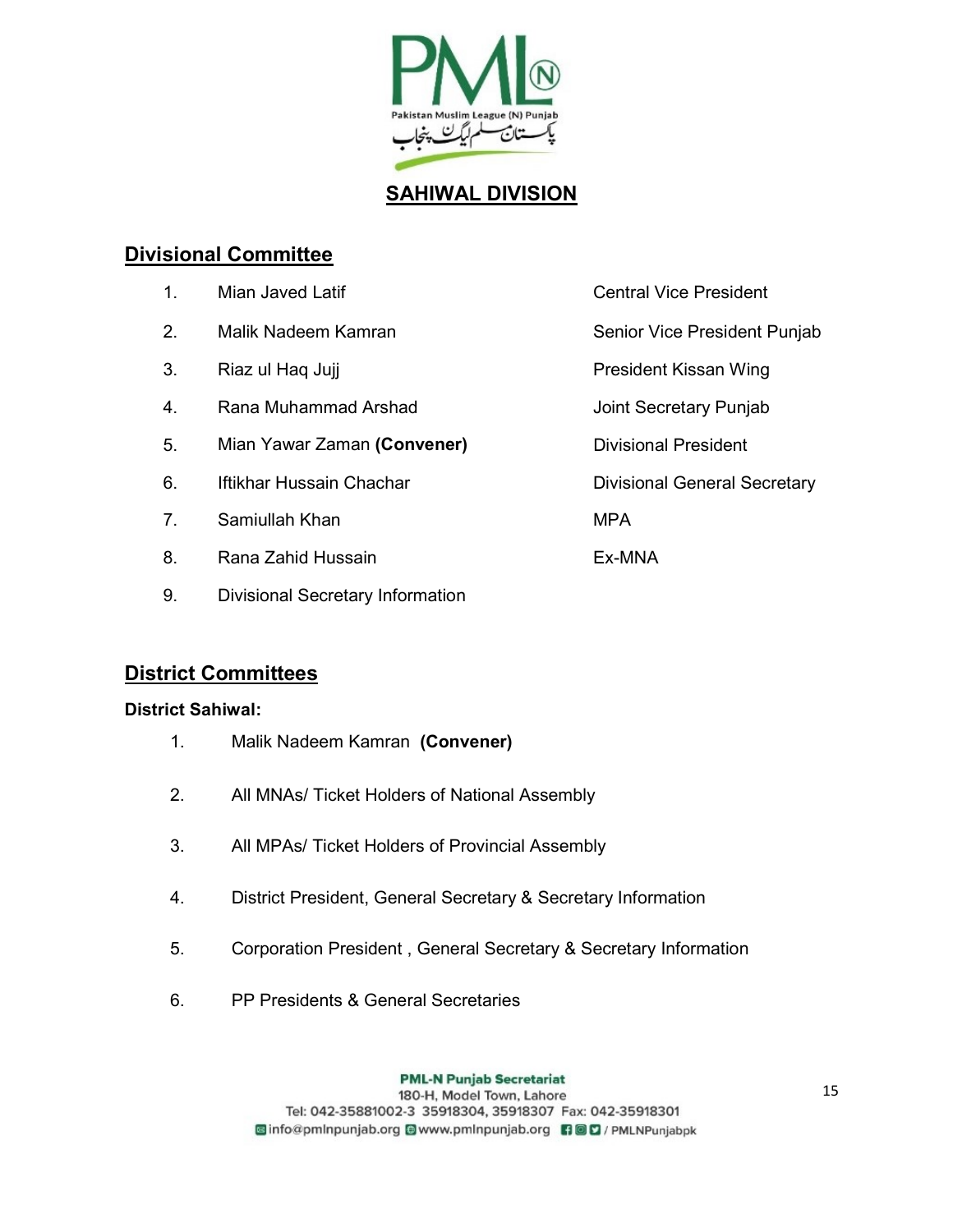# SAHIWAL DIVISION

## Divisional Committee

| | Name | Designation |
|---|---|---|
| 1. | Mian Javed Latif | Central Vice President |
| 2. | Malik Nadeem Kamran | Senior Vice President Punjab |
| 3. | Riaz ul Haq Jujj | President Kissan Wing |
| 4. | Rana Muhammad Arshad | Joint Secretary Punjab |
| 5. | Mian Yawar Zaman **(Convener)** | Divisional President |
| 6. | Iftikhar Hussain Chachar | Divisional General Secretary |
| 7. | Samiullah Khan | MPA |
| 8. | Rana Zahid Hussain | Ex-MNA |
| 9. | Divisional Secretary Information | |

## District Committees

**District Sahiwal:**

1. Malik Nadeem Kamran **(Convener)**
2. All MNAs/ Ticket Holders of National Assembly
3. All MPAs/ Ticket Holders of Provincial Assembly
4. District President, General Secretary & Secretary Information
5. Corporation President , General Secretary & Secretary Information
6. PP Presidents & General Secretaries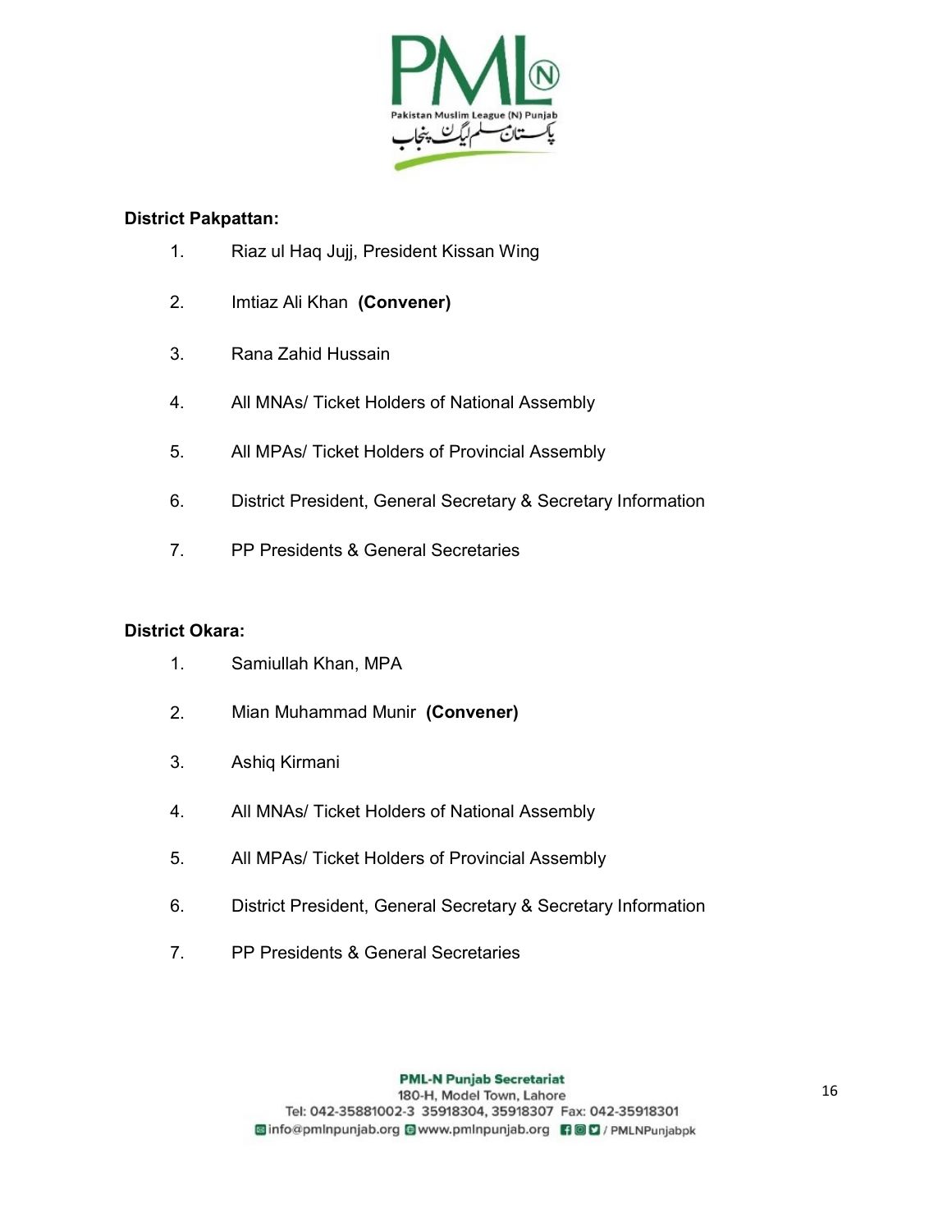**District Pakpattan:**

1. Riaz ul Haq Jujj, President Kissan Wing
2. Imtiaz Ali Khan **(Convener)**
3. Rana Zahid Hussain
4. All MNAs/ Ticket Holders of National Assembly
5. All MPAs/ Ticket Holders of Provincial Assembly
6. District President, General Secretary & Secretary Information
7. PP Presidents & General Secretaries

**District Okara:**

1. Samiullah Khan, MPA
2. Mian Muhammad Munir **(Convener)**
3. Ashiq Kirmani
4. All MNAs/ Ticket Holders of National Assembly
5. All MPAs/ Ticket Holders of Provincial Assembly
6. District President, General Secretary & Secretary Information
7. PP Presidents & General Secretaries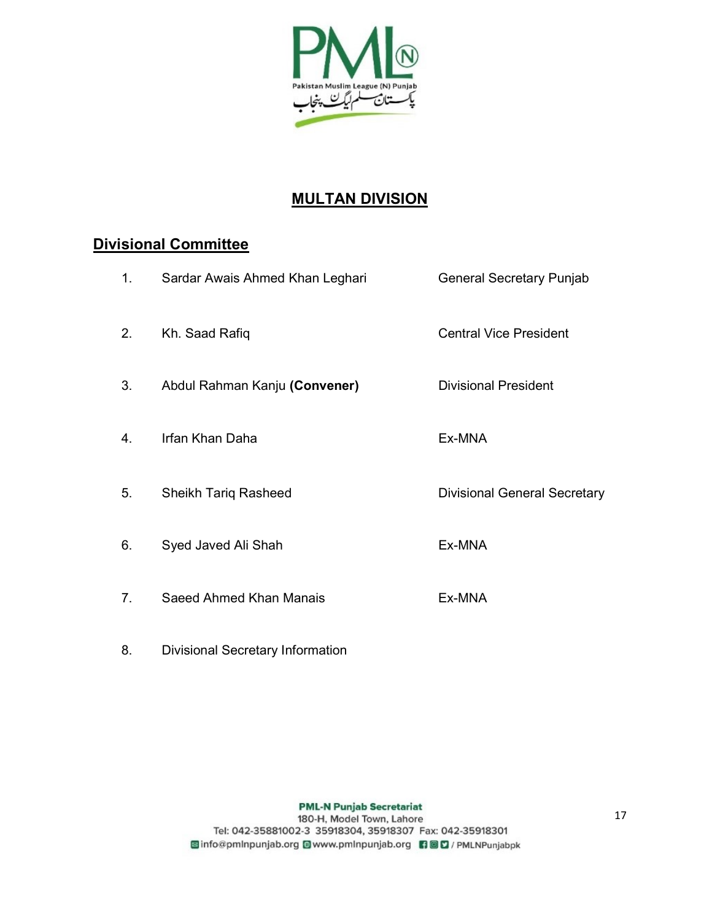## MULTAN DIVISION

### Divisional Committee

| No. | Name | Designation |
|---|---|---|
| 1. | Sardar Awais Ahmed Khan Leghari | General Secretary Punjab |
| 2. | Kh. Saad Rafiq | Central Vice President |
| 3. | Abdul Rahman Kanju **(Convener)** | Divisional President |
| 4. | Irfan Khan Daha | Ex-MNA |
| 5. | Sheikh Tariq Rasheed | Divisional General Secretary |
| 6. | Syed Javed Ali Shah | Ex-MNA |
| 7. | Saeed Ahmed Khan Manais | Ex-MNA |
| 8. | Divisional Secretary Information | |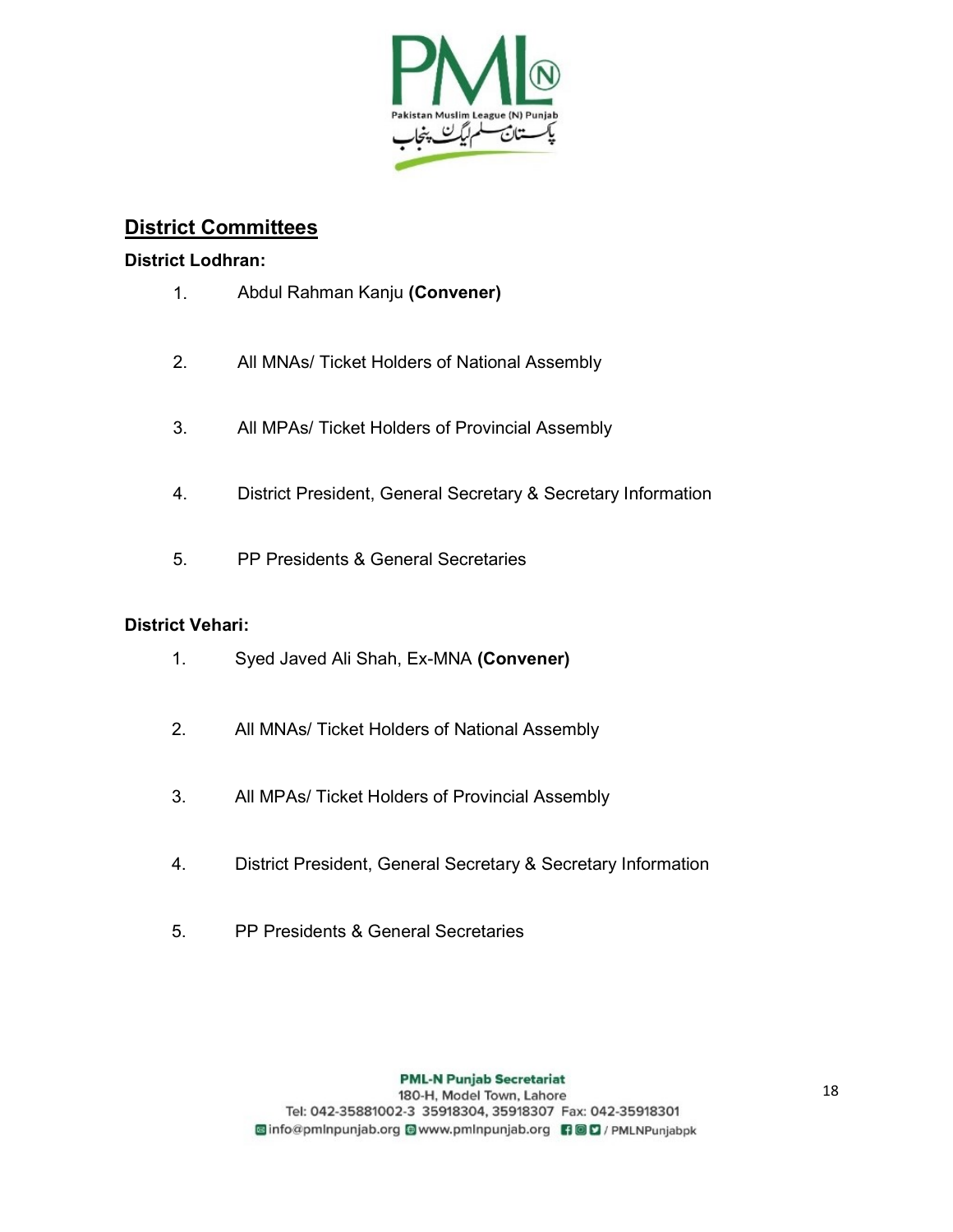## District Committees

**District Lodhran:**

1. Abdul Rahman Kanju **(Convener)**
2. All MNAs/ Ticket Holders of National Assembly
3. All MPAs/ Ticket Holders of Provincial Assembly
4. District President, General Secretary & Secretary Information
5. PP Presidents & General Secretaries

**District Vehari:**

1. Syed Javed Ali Shah, Ex-MNA **(Convener)**
2. All MNAs/ Ticket Holders of National Assembly
3. All MPAs/ Ticket Holders of Provincial Assembly
4. District President, General Secretary & Secretary Information
5. PP Presidents & General Secretaries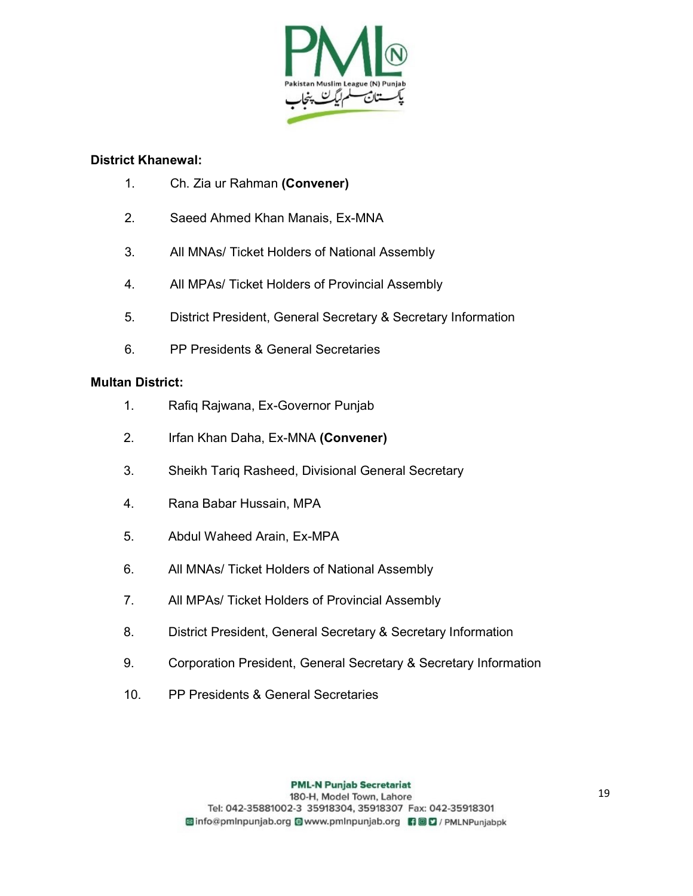**District Khanewal:**

1. Ch. Zia ur Rahman **(Convener)**
2. Saeed Ahmed Khan Manais, Ex-MNA
3. All MNAs/ Ticket Holders of National Assembly
4. All MPAs/ Ticket Holders of Provincial Assembly
5. District President, General Secretary & Secretary Information
6. PP Presidents & General Secretaries

**Multan District:**

1. Rafiq Rajwana, Ex-Governor Punjab
2. Irfan Khan Daha, Ex-MNA **(Convener)**
3. Sheikh Tariq Rasheed, Divisional General Secretary
4. Rana Babar Hussain, MPA
5. Abdul Waheed Arain, Ex-MPA
6. All MNAs/ Ticket Holders of National Assembly
7. All MPAs/ Ticket Holders of Provincial Assembly
8. District President, General Secretary & Secretary Information
9. Corporation President, General Secretary & Secretary Information
10. PP Presidents & General Secretaries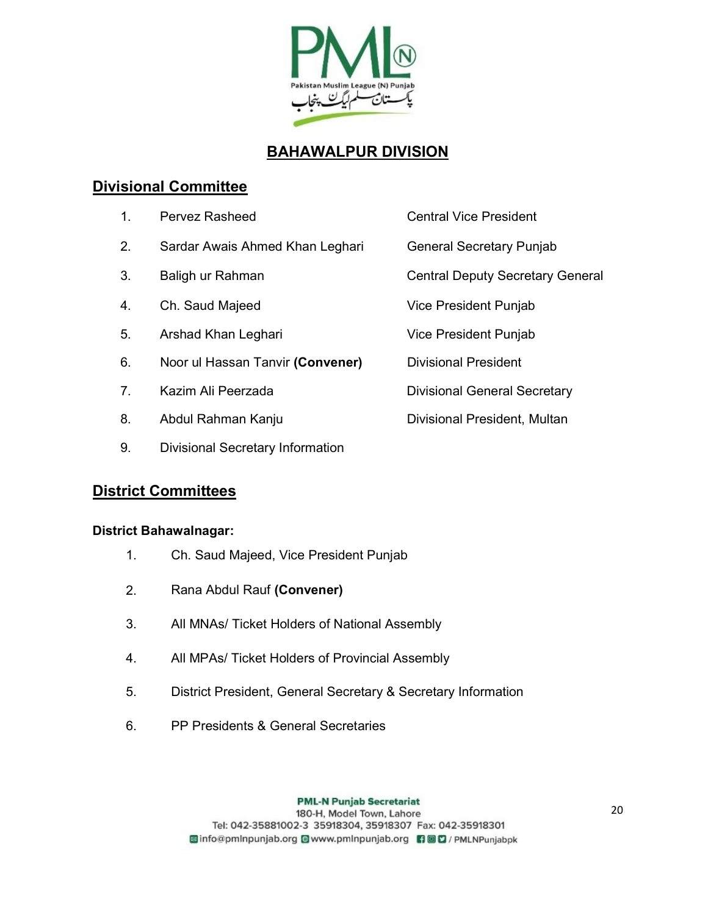# BAHAWALPUR DIVISION

## Divisional Committee

| No. | Name | Designation |
|---|---|---|
| 1. | Pervez Rasheed | Central Vice President |
| 2. | Sardar Awais Ahmed Khan Leghari | General Secretary Punjab |
| 3. | Baligh ur Rahman | Central Deputy Secretary General |
| 4. | Ch. Saud Majeed | Vice President Punjab |
| 5. | Arshad Khan Leghari | Vice President Punjab |
| 6. | Noor ul Hassan Tanvir **(Convener)** | Divisional President |
| 7. | Kazim Ali Peerzada | Divisional General Secretary |
| 8. | Abdul Rahman Kanju | Divisional President, Multan |
| 9. | Divisional Secretary Information | |

## District Committees

**District Bahawalnagar:**

1. Ch. Saud Majeed, Vice President Punjab
2. Rana Abdul Rauf **(Convener)**
3. All MNAs/ Ticket Holders of National Assembly
4. All MPAs/ Ticket Holders of Provincial Assembly
5. District President, General Secretary & Secretary Information
6. PP Presidents & General Secretaries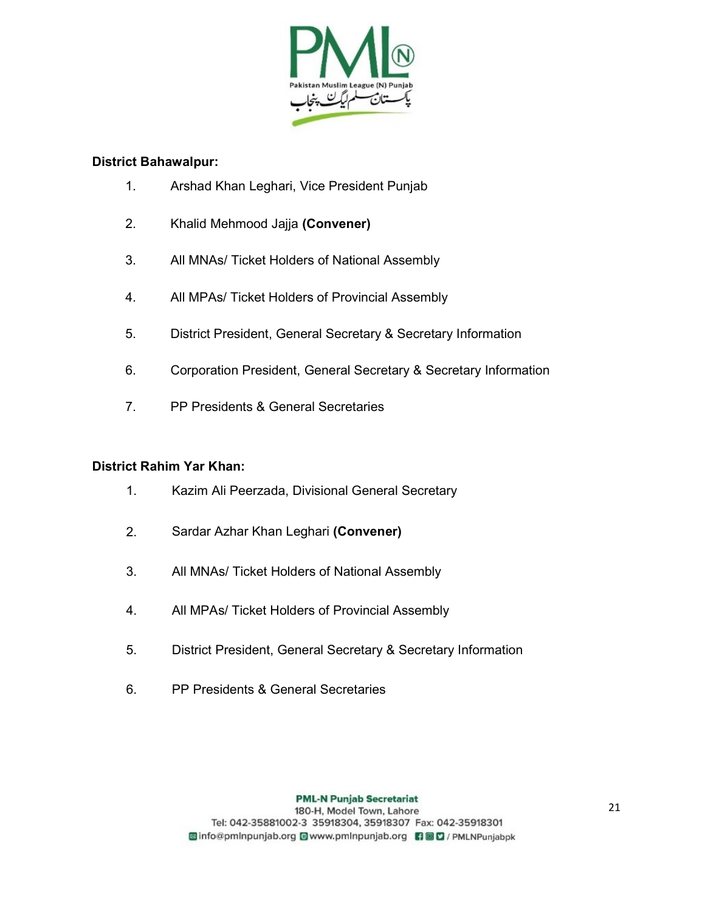**District Bahawalpur:**

1. Arshad Khan Leghari, Vice President Punjab
2. Khalid Mehmood Jajja **(Convener)**
3. All MNAs/ Ticket Holders of National Assembly
4. All MPAs/ Ticket Holders of Provincial Assembly
5. District President, General Secretary & Secretary Information
6. Corporation President, General Secretary & Secretary Information
7. PP Presidents & General Secretaries

**District Rahim Yar Khan:**

1. Kazim Ali Peerzada, Divisional General Secretary
2. Sardar Azhar Khan Leghari **(Convener)**
3. All MNAs/ Ticket Holders of National Assembly
4. All MPAs/ Ticket Holders of Provincial Assembly
5. District President, General Secretary & Secretary Information
6. PP Presidents & General Secretaries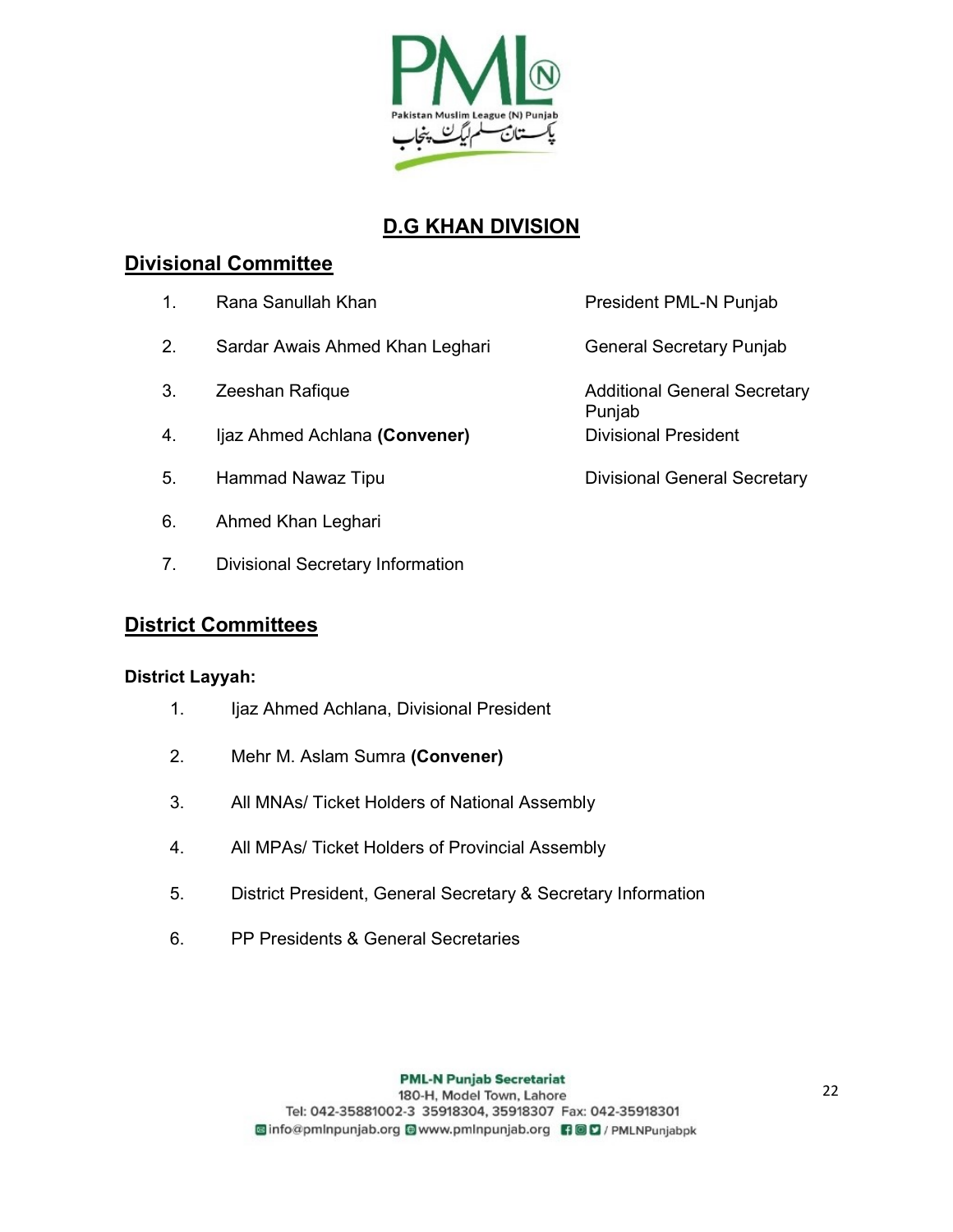# D.G KHAN DIVISION

## Divisional Committee

| No. | Name | Designation |
|---|---|---|
| 1. | Rana Sanullah Khan | President PML-N Punjab |
| 2. | Sardar Awais Ahmed Khan Leghari | General Secretary Punjab |
| 3. | Zeeshan Rafique | Additional General Secretary Punjab |
| 4. | Ijaz Ahmed Achlana **(Convener)** | Divisional President |
| 5. | Hammad Nawaz Tipu | Divisional General Secretary |
| 6. | Ahmed Khan Leghari | |
| 7. | Divisional Secretary Information | |

## District Committees

**District Layyah:**

1. Ijaz Ahmed Achlana, Divisional President
2. Mehr M. Aslam Sumra **(Convener)**
3. All MNAs/ Ticket Holders of National Assembly
4. All MPAs/ Ticket Holders of Provincial Assembly
5. District President, General Secretary & Secretary Information
6. PP Presidents & General Secretaries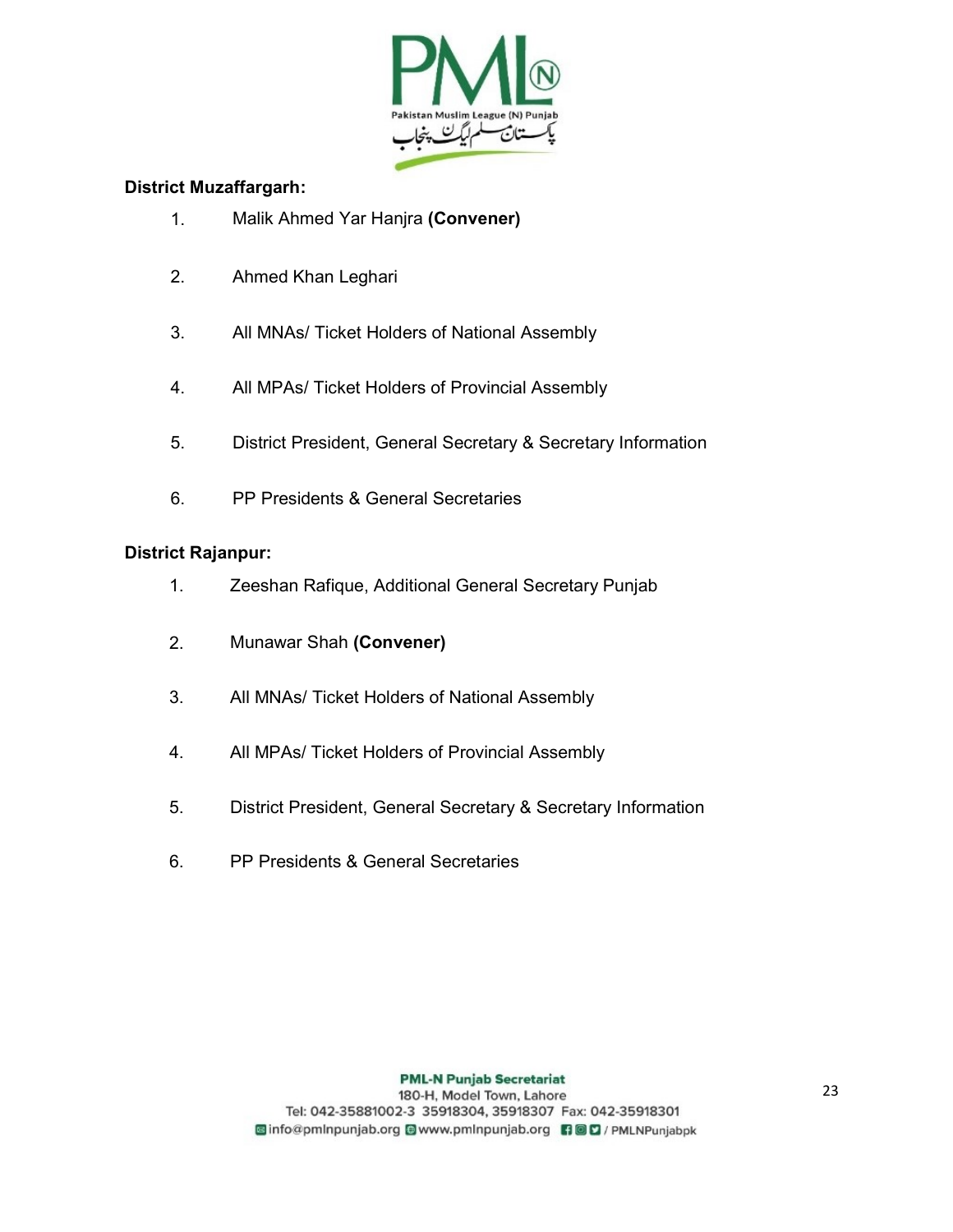**District Muzaffargarh:**

1. Malik Ahmed Yar Hanjra **(Convener)**
2. Ahmed Khan Leghari
3. All MNAs/ Ticket Holders of National Assembly
4. All MPAs/ Ticket Holders of Provincial Assembly
5. District President, General Secretary & Secretary Information
6. PP Presidents & General Secretaries

**District Rajanpur:**

1. Zeeshan Rafique, Additional General Secretary Punjab
2. Munawar Shah **(Convener)**
3. All MNAs/ Ticket Holders of National Assembly
4. All MPAs/ Ticket Holders of Provincial Assembly
5. District President, General Secretary & Secretary Information
6. PP Presidents & General Secretaries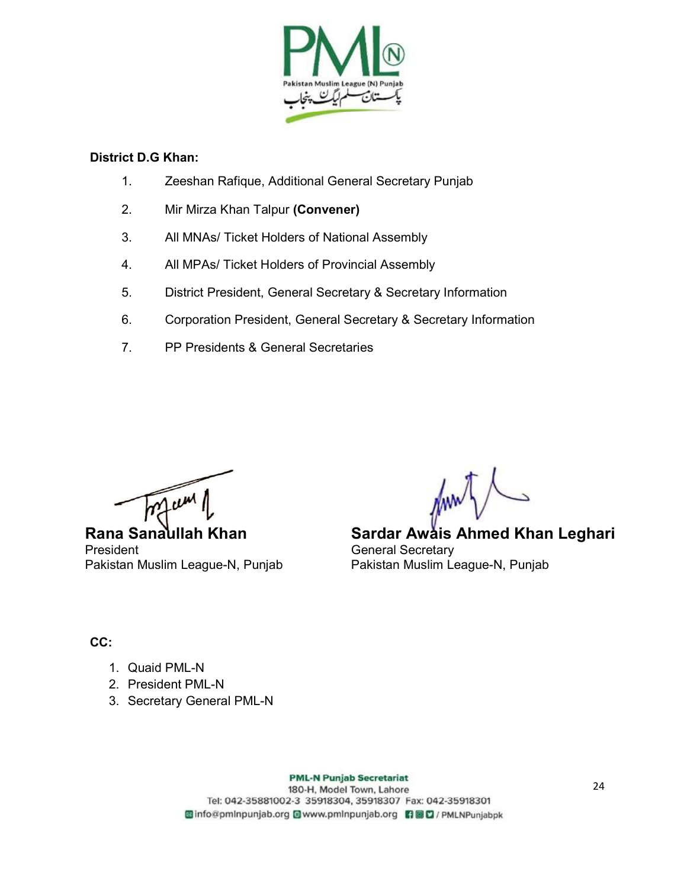**District D.G Khan:**

1. Zeeshan Rafique, Additional General Secretary Punjab
2. Mir Mirza Khan Talpur **(Convener)**
3. All MNAs/ Ticket Holders of National Assembly
4. All MPAs/ Ticket Holders of Provincial Assembly
5. District President, General Secretary & Secretary Information
6. Corporation President, General Secretary & Secretary Information
7. PP Presidents & General Secretaries

**Rana Sanaullah Khan**
President
Pakistan Muslim League-N, Punjab

**Sardar Awais Ahmed Khan Leghari**
General Secretary
Pakistan Muslim League-N, Punjab

**CC:**

1. Quaid PML-N
2. President PML-N
3. Secretary General PML-N